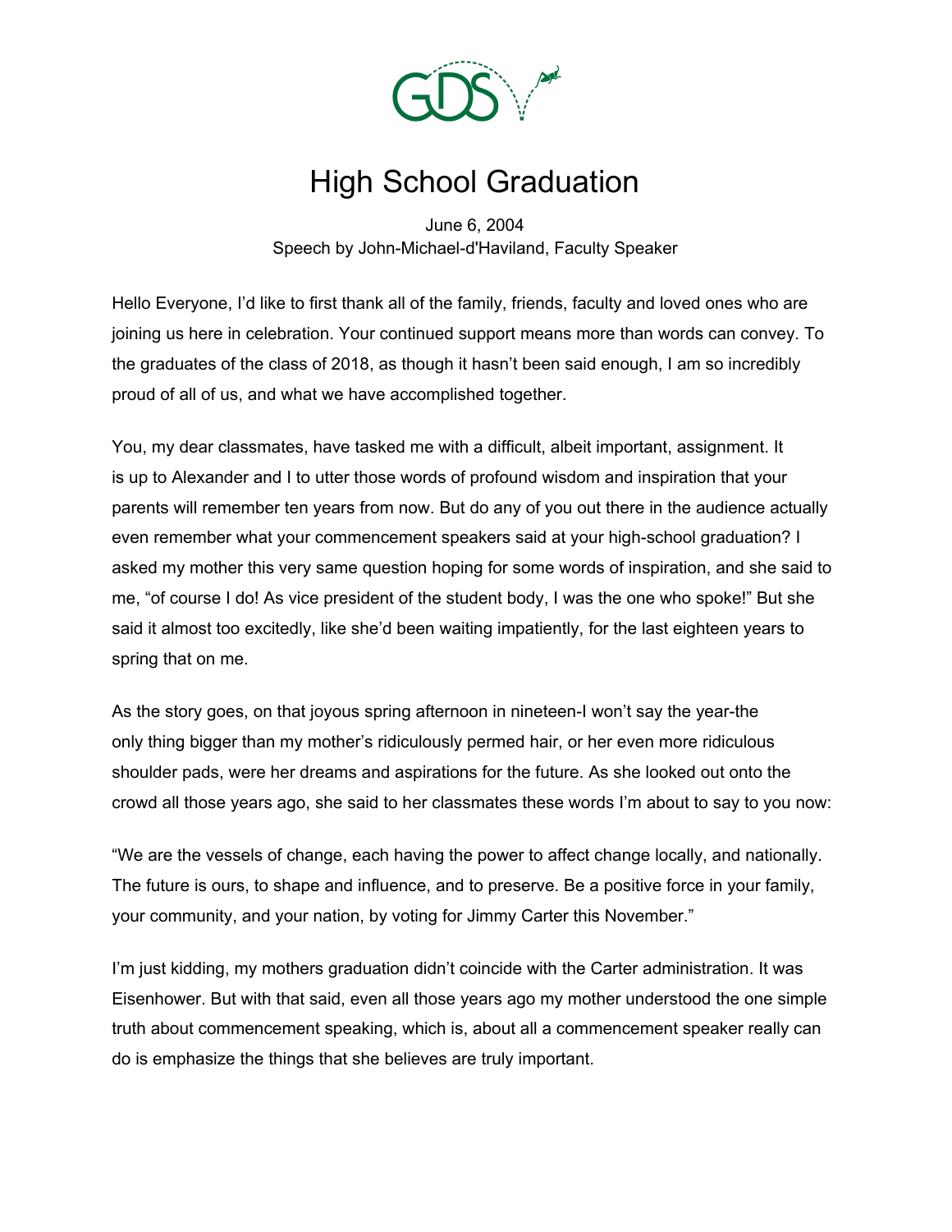# High School Graduation

June 6, 2004
Speech by John-Michael-d'Haviland, Faculty Speaker

Hello Everyone, I'd like to first thank all of the family, friends, faculty and loved ones who are joining us here in celebration. Your continued support means more than words can convey. To the graduates of the class of 2018, as though it hasn't been said enough, I am so incredibly proud of all of us, and what we have accomplished together.

You, my dear classmates, have tasked me with a difficult, albeit important, assignment. It is up to Alexander and I to utter those words of profound wisdom and inspiration that your parents will remember ten years from now. But do any of you out there in the audience actually even remember what your commencement speakers said at your high-school graduation? I asked my mother this very same question hoping for some words of inspiration, and she said to me, "of course I do! As vice president of the student body, I was the one who spoke!" But she said it almost too excitedly, like she'd been waiting impatiently, for the last eighteen years to spring that on me.

As the story goes, on that joyous spring afternoon in nineteen-I won't say the year-the only thing bigger than my mother's ridiculously permed hair, or her even more ridiculous shoulder pads, were her dreams and aspirations for the future. As she looked out onto the crowd all those years ago, she said to her classmates these words I'm about to say to you now:

"We are the vessels of change, each having the power to affect change locally, and nationally. The future is ours, to shape and influence, and to preserve. Be a positive force in your family, your community, and your nation, by voting for Jimmy Carter this November."

I'm just kidding, my mothers graduation didn't coincide with the Carter administration. It was Eisenhower. But with that said, even all those years ago my mother understood the one simple truth about commencement speaking, which is, about all a commencement speaker really can do is emphasize the things that she believes are truly important.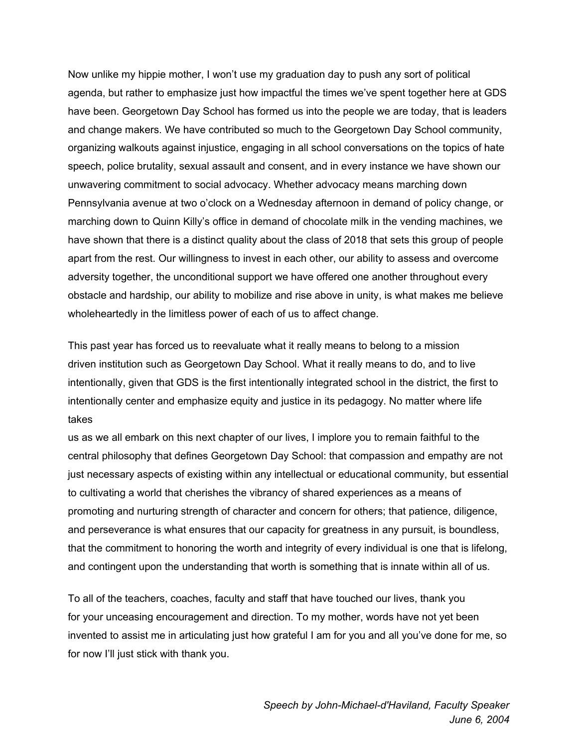Now unlike my hippie mother, I won't use my graduation day to push any sort of political agenda, but rather to emphasize just how impactful the times we've spent together here at GDS have been. Georgetown Day School has formed us into the people we are today, that is leaders and change makers. We have contributed so much to the Georgetown Day School community, organizing walkouts against injustice, engaging in all school conversations on the topics of hate speech, police brutality, sexual assault and consent, and in every instance we have shown our unwavering commitment to social advocacy. Whether advocacy means marching down Pennsylvania avenue at two o'clock on a Wednesday afternoon in demand of policy change, or marching down to Quinn Killy's office in demand of chocolate milk in the vending machines, we have shown that there is a distinct quality about the class of 2018 that sets this group of people apart from the rest. Our willingness to invest in each other, our ability to assess and overcome adversity together, the unconditional support we have offered one another throughout every obstacle and hardship, our ability to mobilize and rise above in unity, is what makes me believe wholeheartedly in the limitless power of each of us to affect change.

This past year has forced us to reevaluate what it really means to belong to a mission driven institution such as Georgetown Day School. What it really means to do, and to live intentionally, given that GDS is the first intentionally integrated school in the district, the first to intentionally center and emphasize equity and justice in its pedagogy. No matter where life takes
us as we all embark on this next chapter of our lives, I implore you to remain faithful to the central philosophy that defines Georgetown Day School: that compassion and empathy are not just necessary aspects of existing within any intellectual or educational community, but essential to cultivating a world that cherishes the vibrancy of shared experiences as a means of promoting and nurturing strength of character and concern for others; that patience, diligence, and perseverance is what ensures that our capacity for greatness in any pursuit, is boundless, that the commitment to honoring the worth and integrity of every individual is one that is lifelong, and contingent upon the understanding that worth is something that is innate within all of us.

To all of the teachers, coaches, faculty and staff that have touched our lives, thank you for your unceasing encouragement and direction. To my mother, words have not yet been invented to assist me in articulating just how grateful I am for you and all you've done for me, so for now I'll just stick with thank you.

*Speech by John-Michael-d'Haviland, Faculty Speaker*
*June 6, 2004*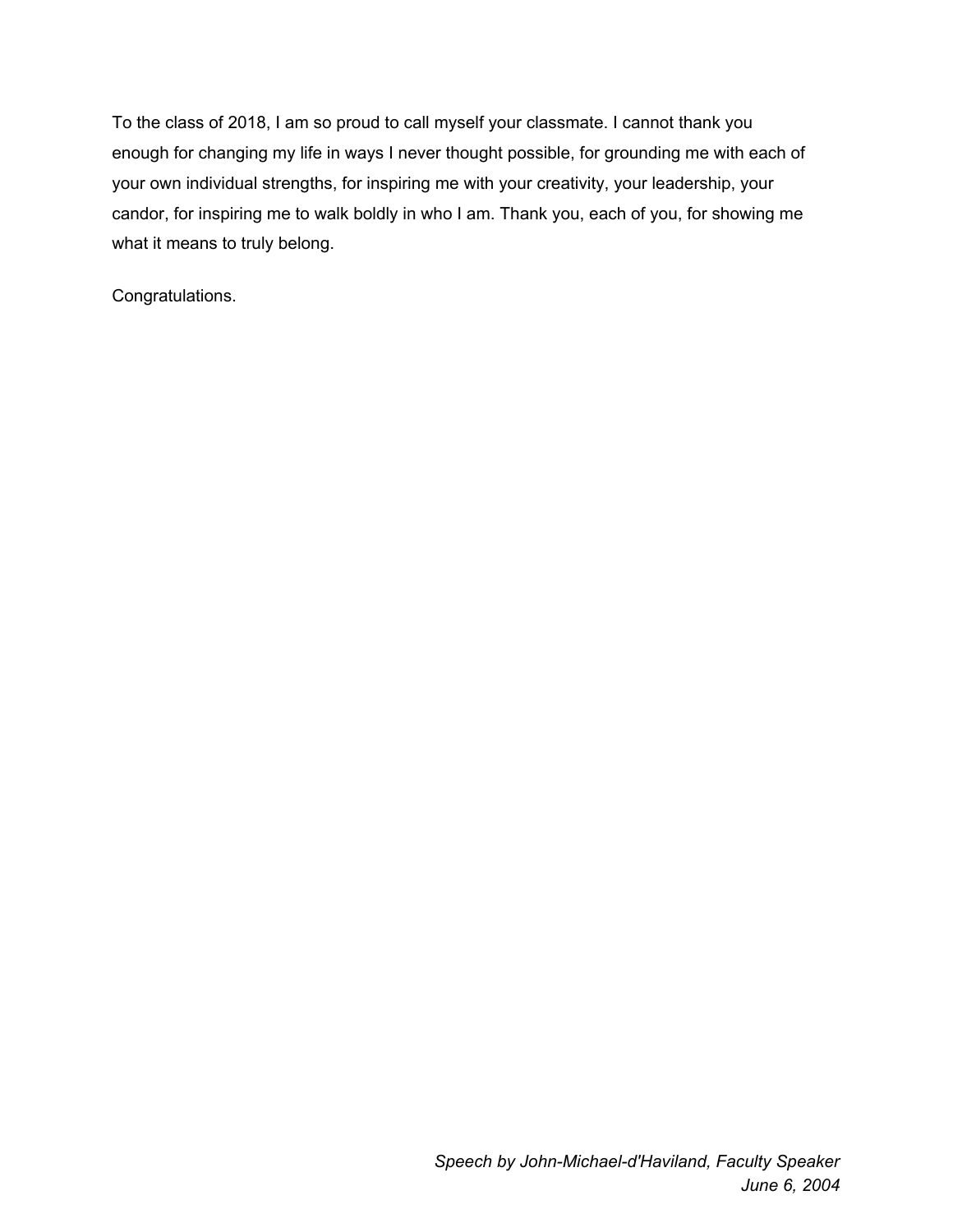To the class of 2018, I am so proud to call myself your classmate. I cannot thank you enough for changing my life in ways I never thought possible, for grounding me with each of your own individual strengths, for inspiring me with your creativity, your leadership, your candor, for inspiring me to walk boldly in who I am. Thank you, each of you, for showing me what it means to truly belong.

Congratulations.

*Speech by John-Michael-d'Haviland, Faculty Speaker*
*June 6, 2004*